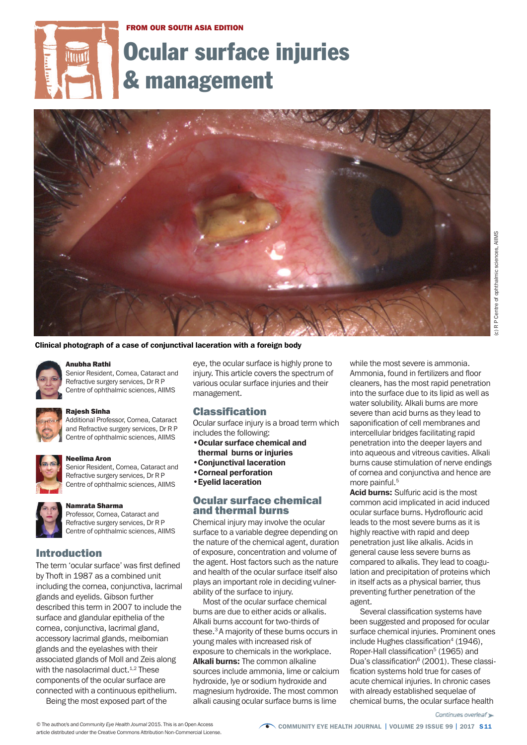FROM OUR SOUTH ASIA EDITION

# Ocular surface injuries & management

Clinical photograph of a case of conjunctival laceration with a foreign body

(c) R P Centre of ophthalmic sciences, AIIMS

**Anubha Rathi**
Senior Resident, Cornea, Cataract and Refractive surgery services, Dr R P Centre of ophthalmic sciences, AIIMS

**Rajesh Sinha**
Additional Professor, Cornea, Cataract and Refractive surgery services, Dr R P Centre of ophthalmic sciences, AIIMS

**Neelima Aron**
Senior Resident, Cornea, Cataract and Refractive surgery services, Dr R P Centre of ophthalmic sciences, AIIMS

**Namrata Sharma**
Professor, Cornea, Cataract and Refractive surgery services, Dr R P Centre of ophthalmic sciences, AIIMS

## Introduction

The term 'ocular surface' was first defined by Thoft in 1987 as a combined unit including the cornea, conjunctiva, lacrimal glands and eyelids. Gibson further described this term in 2007 to include the surface and glandular epithelia of the cornea, conjunctiva, lacrimal gland, accessory lacrimal glands, meibomian glands and the eyelashes with their associated glands of Moll and Zeis along with the nasolacrimal duct.[1,2] These components of the ocular surface are connected with a continuous epithelium.

Being the most exposed part of the eye, the ocular surface is highly prone to injury. This article covers the spectrum of various ocular surface injuries and their management.

## Classification

Ocular surface injury is a broad term which includes the following:

- **Ocular surface chemical and thermal burns or injuries**
- **Conjunctival laceration**
- **Corneal perforation**
- **Eyelid laceration**

## Ocular surface chemical and thermal burns

Chemical injury may involve the ocular surface to a variable degree depending on the nature of the chemical agent, duration of exposure, concentration and volume of the agent. Host factors such as the nature and health of the ocular surface itself also plays an important role in deciding vulnerability of the surface to injury.

Most of the ocular surface chemical burns are due to either acids or alkalis. Alkali burns account for two-thirds of these.[3] A majority of these burns occurs in young males with increased risk of exposure to chemicals in the workplace.

**Alkali burns:** The common alkaline sources include ammonia, lime or calcium hydroxide, lye or sodium hydroxide and magnesium hydroxide. The most common alkali causing ocular surface burns is lime while the most severe is ammonia. Ammonia, found in fertilizers and floor cleaners, has the most rapid penetration into the surface due to its lipid as well as water solubility. Alkali burns are more severe than acid burns as they lead to saponification of cell membranes and intercellular bridges facilitating rapid penetration into the deeper layers and into aqueous and vitreous cavities. Alkali burns cause stimulation of nerve endings of cornea and conjunctiva and hence are more painful.[5]

**Acid burns:** Sulfuric acid is the most common acid implicated in acid induced ocular surface burns. Hydroflouric acid leads to the most severe burns as it is highly reactive with rapid and deep penetration just like alkalis. Acids in general cause less severe burns as compared to alkalis. They lead to coagulation and precipitation of proteins which in itself acts as a physical barrier, thus preventing further penetration of the agent.

Several classification systems have been suggested and proposed for ocular surface chemical injuries. Prominent ones include Hughes classification[4] (1946), Roper-Hall classification[5] (1965) and Dua's classification[6] (2001). These classification systems hold true for cases of acute chemical injuries. In chronic cases with already established sequelae of chemical burns, the ocular surface health

Continues overleaf ➤

© The author/s and *Community Eye Health Journal* 2015. This is an Open Access article distributed under the Creative Commons Attribution Non-Commercial License.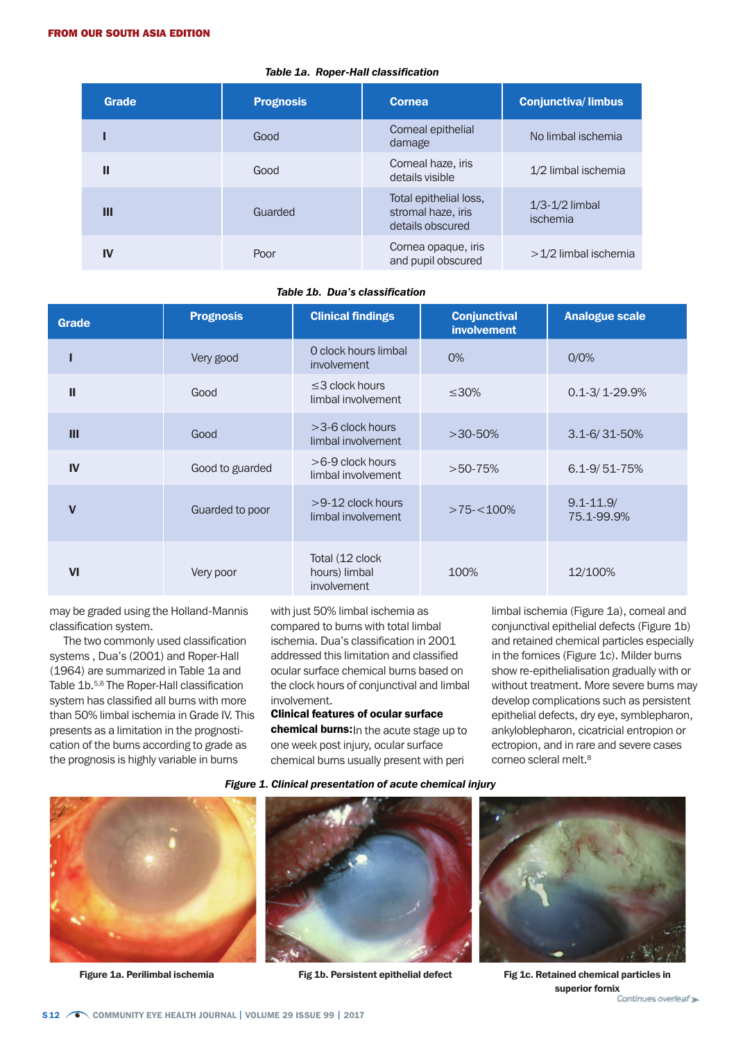*Table 1a. Roper-Hall classification*

| Grade | Prognosis | Cornea | Conjunctiva/ limbus |
|---|---|---|---|
| I | Good | Corneal epithelial damage | No limbal ischemia |
| II | Good | Corneal haze, iris details visible | 1/2 limbal ischemia |
| III | Guarded | Total epithelial loss, stromal haze, iris details obscured | 1/3-1/2 limbal ischemia |
| IV | Poor | Cornea opaque, iris and pupil obscured | >1/2 limbal ischemia |

*Table 1b. Dua's classification*

| Grade | Prognosis | Clinical findings | Conjunctival involvement | Analogue scale |
|---|---|---|---|---|
| I | Very good | 0 clock hours limbal involvement | 0% | 0/0% |
| II | Good | ≤3 clock hours limbal involvement | ≤30% | 0.1-3/ 1-29.9% |
| III | Good | >3-6 clock hours limbal involvement | >30-50% | 3.1-6/ 31-50% |
| IV | Good to guarded | >6-9 clock hours limbal involvement | >50-75% | 6.1-9/ 51-75% |
| V | Guarded to poor | >9-12 clock hours limbal involvement | >75-<100% | 9.1-11.9/ 75.1-99.9% |
| VI | Very poor | Total (12 clock hours) limbal involvement | 100% | 12/100% |

may be graded using the Holland-Mannis classification system.

The two commonly used classification systems , Dua's (2001) and Roper-Hall (1964) are summarized in Table 1a and Table 1b.[5,6] The Roper-Hall classification system has classified all burns with more than 50% limbal ischemia in Grade IV. This presents as a limitation in the prognostication of the burns according to grade as the prognosis is highly variable in burns with just 50% limbal ischemia as compared to burns with total limbal ischemia. Dua's classification in 2001 addressed this limitation and classified ocular surface chemical burns based on the clock hours of conjunctival and limbal involvement.

**Clinical features of ocular surface chemical burns:** In the acute stage up to one week post injury, ocular surface chemical burns usually present with peri limbal ischemia (Figure 1a), corneal and conjunctival epithelial defects (Figure 1b) and retained chemical particles especially in the fornices (Figure 1c). Milder burns show re-epithelialisation gradually with or without treatment. More severe burns may develop complications such as persistent epithelial defects, dry eye, symblepharon, ankyloblepharon, cicatricial entropion or ectropion, and in rare and severe cases corneo scleral melt.[8]

*Figure 1. Clinical presentation of acute chemical injury*

Figure 1a. Perilimbal ischemia

Fig 1b. Persistent epithelial defect

Fig 1c. Retained chemical particles in superior fornix

*Continues overleaf*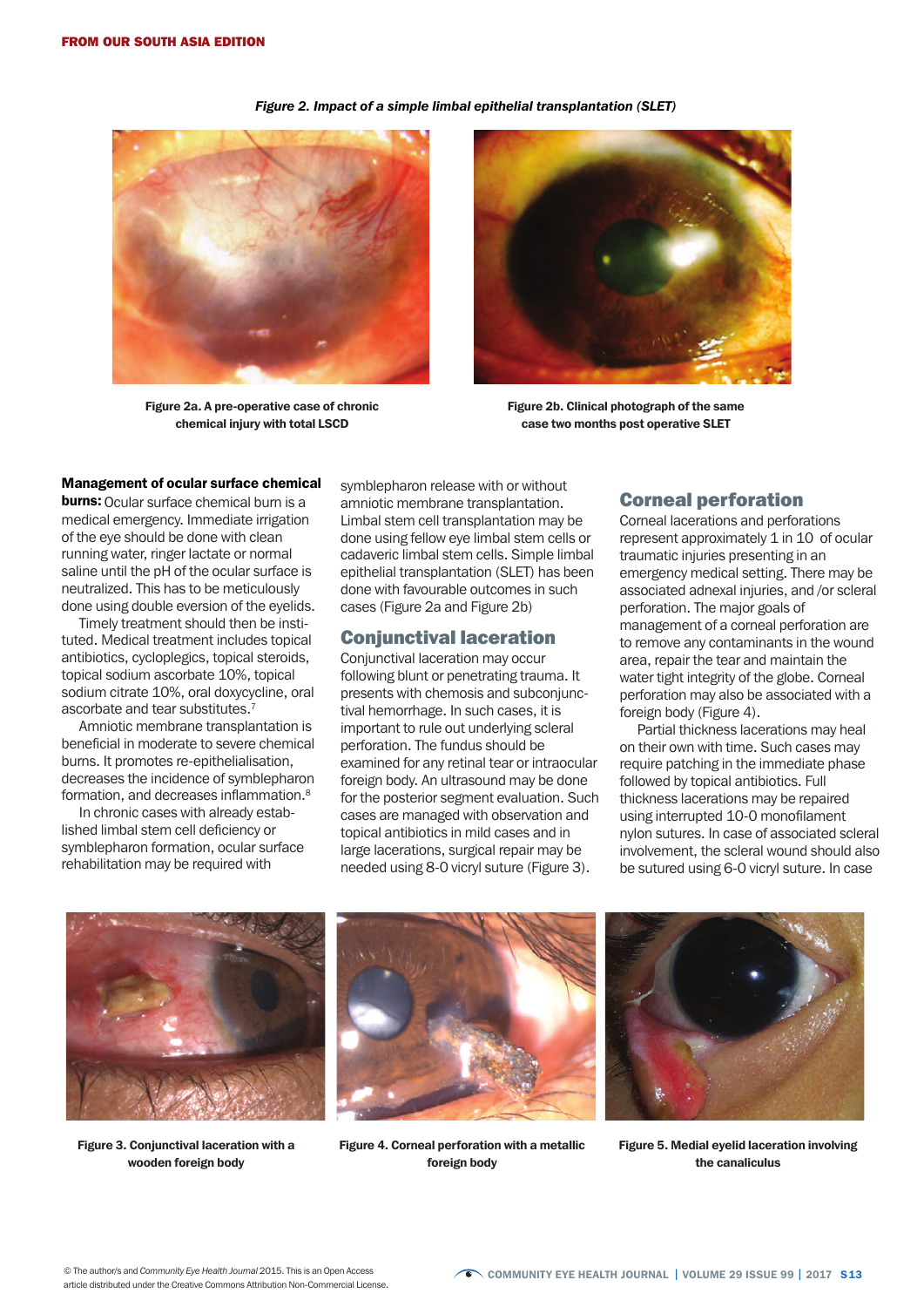FROM OUR SOUTH ASIA EDITION

*Figure 2. Impact of a simple limbal epithelial transplantation (SLET)*

Figure 2a. A pre-operative case of chronic chemical injury with total LSCD

Figure 2b. Clinical photograph of the same case two months post operative SLET

**Management of ocular surface chemical burns:** Ocular surface chemical burn is a medical emergency. Immediate irrigation of the eye should be done with clean running water, ringer lactate or normal saline until the pH of the ocular surface is neutralized. This has to be meticulously done using double eversion of the eyelids.

Timely treatment should then be instituted. Medical treatment includes topical antibiotics, cycloplegics, topical steroids, topical sodium ascorbate 10%, topical sodium citrate 10%, oral doxycycline, oral ascorbate and tear substitutes.[7]

Amniotic membrane transplantation is beneficial in moderate to severe chemical burns. It promotes re-epithelialisation, decreases the incidence of symblepharon formation, and decreases inflammation.[8]

In chronic cases with already established limbal stem cell deficiency or symblepharon formation, ocular surface rehabilitation may be required with symblepharon release with or without amniotic membrane transplantation. Limbal stem cell transplantation may be done using fellow eye limbal stem cells or cadaveric limbal stem cells. Simple limbal epithelial transplantation (SLET) has been done with favourable outcomes in such cases (Figure 2a and Figure 2b)

## Conjunctival laceration

Conjunctival laceration may occur following blunt or penetrating trauma. It presents with chemosis and subconjunctival hemorrhage. In such cases, it is important to rule out underlying scleral perforation. The fundus should be examined for any retinal tear or intraocular foreign body. An ultrasound may be done for the posterior segment evaluation. Such cases are managed with observation and topical antibiotics in mild cases and in large lacerations, surgical repair may be needed using 8-0 vicryl suture (Figure 3).

## Corneal perforation

Corneal lacerations and perforations represent approximately 1 in 10 of ocular traumatic injuries presenting in an emergency medical setting. There may be associated adnexal injuries, and /or scleral perforation. The major goals of management of a corneal perforation are to remove any contaminants in the wound area, repair the tear and maintain the water tight integrity of the globe. Corneal perforation may also be associated with a foreign body (Figure 4).

Partial thickness lacerations may heal on their own with time. Such cases may require patching in the immediate phase followed by topical antibiotics. Full thickness lacerations may be repaired using interrupted 10-0 monofilament nylon sutures. In case of associated scleral involvement, the scleral wound should also be sutured using 6-0 vicryl suture. In case

Figure 3. Conjunctival laceration with a wooden foreign body

Figure 4. Corneal perforation with a metallic foreign body

Figure 5. Medial eyelid laceration involving the canaliculus

© The author/s and *Community Eye Health Journal* 2015. This is an Open Access article distributed under the Creative Commons Attribution Non-Commercial License.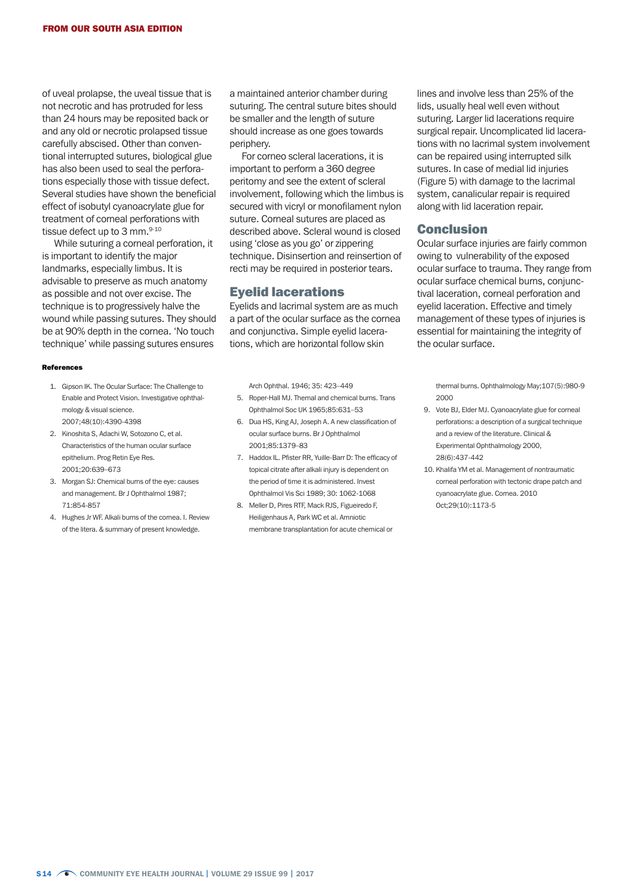of uveal prolapse, the uveal tissue that is not necrotic and has protruded for less than 24 hours may be reposited back or and any old or necrotic prolapsed tissue carefully abscised. Other than conventional interrupted sutures, biological glue has also been used to seal the perforations especially those with tissue defect. Several studies have shown the beneficial effect of isobutyl cyanoacrylate glue for treatment of corneal perforations with tissue defect up to 3 mm.[9-10]

While suturing a corneal perforation, it is important to identify the major landmarks, especially limbus. It is advisable to preserve as much anatomy as possible and not over excise. The technique is to progressively halve the wound while passing sutures. They should be at 90% depth in the cornea. 'No touch technique' while passing sutures ensures a maintained anterior chamber during suturing. The central suture bites should be smaller and the length of suture should increase as one goes towards periphery.

For corneo scleral lacerations, it is important to perform a 360 degree peritomy and see the extent of scleral involvement, following which the limbus is secured with vicryl or monofilament nylon suture. Corneal sutures are placed as described above. Scleral wound is closed using 'close as you go' or zippering technique. Disinsertion and reinsertion of recti may be required in posterior tears.

## Eyelid lacerations

Eyelids and lacrimal system are as much a part of the ocular surface as the cornea and conjunctiva. Simple eyelid lacerations, which are horizontal follow skin lines and involve less than 25% of the lids, usually heal well even without suturing. Larger lid lacerations require surgical repair. Uncomplicated lid lacerations with no lacrimal system involvement can be repaired using interrupted silk sutures. In case of medial lid injuries (Figure 5) with damage to the lacrimal system, canalicular repair is required along with lid laceration repair.

## Conclusion

Ocular surface injuries are fairly common owing to vulnerability of the exposed ocular surface to trauma. They range from ocular surface chemical burns, conjunctival laceration, corneal perforation and eyelid laceration. Effective and timely management of these types of injuries is essential for maintaining the integrity of the ocular surface.

#### References

1. Gipson IK. The Ocular Surface: The Challenge to Enable and Protect Vision. Investigative ophthalmology & visual science. 2007;48(10):4390-4398
2. Kinoshita S, Adachi W, Sotozono C, et al. Characteristics of the human ocular surface epithelium. Prog Retin Eye Res. 2001;20:639–673
3. Morgan SJ: Chemical burns of the eye: causes and management. Br J Ophthalmol 1987; 71:854-857
4. Hughes Jr WF. Alkali burns of the cornea. I. Review of the litera. & summary of present knowledge. Arch Ophthal. 1946; 35: 423–449
5. Roper-Hall MJ. Themal and chemical burns. Trans Ophthalmol Soc UK 1965;85:631–53
6. Dua HS, King AJ, Joseph A. A new classification of ocular surface burns. Br J Ophthalmol 2001;85:1379–83
7. Haddox IL. Pfister RR, Yuille-Barr D: The efficacy of topical citrate after alkali injury is dependent on the period of time it is administered. Invest Ophthalmol Vis Sci 1989; 30: 1062-1068
8. Meller D, Pires RTF, Mack RJS, Figueiredo F, Heiligenhaus A, Park WC et al. Amniotic membrane transplantation for acute chemical or thermal burns. Ophthalmology May;107(5):980-9 2000
9. Vote BJ, Elder MJ. Cyanoacrylate glue for corneal perforations: a description of a surgical technique and a review of the literature. Clinical & Experimental Ophthalmology 2000, 28(6):437-442
10. Khalifa YM et al. Management of nontraumatic corneal perforation with tectonic drape patch and cyanoacrylate glue. Cornea. 2010 Oct;29(10):1173-5